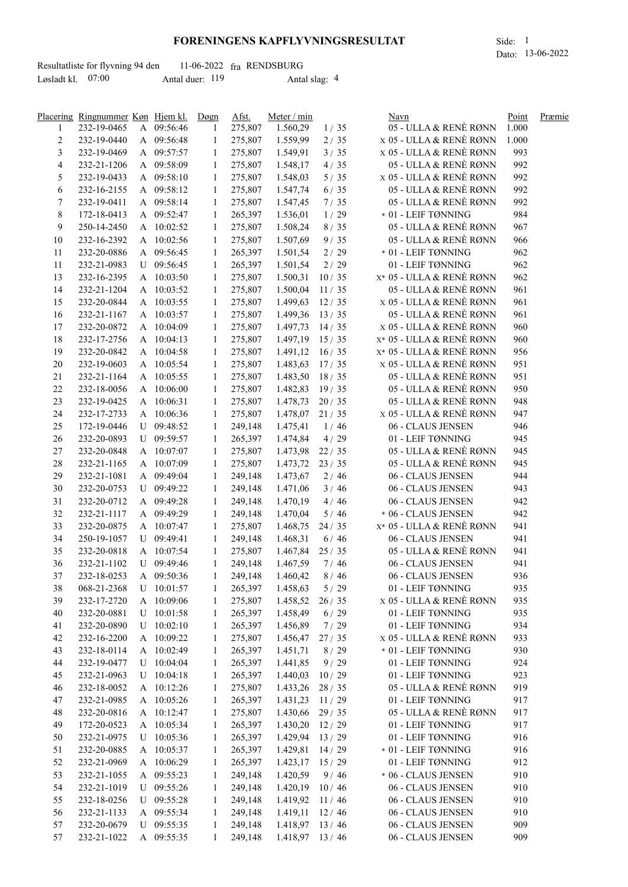# FORENINGENS KAPFLYVNINGSRESULTAT

Side: 1
Dato: 13-06-2022

Resultatliste for flyvning 94 den 11-06-2022 fra RENDSBURG
Løsladt kl. 07:00 Antal duer: 119 Antal slag: 4

| Placering | Ringnummer | Køn | Hjem kl. | Døgn | Afst. | Meter / min | | Navn | Point | Præmie |
|---|---|---|---|---|---|---|---|---|---|---|
| 1 | 232-19-0465 | A | 09:56:46 | 1 | 275,807 | 1.560,29 | 1 / 35 | 05 - ULLA & RENÈ RØNN | 1.000 | |
| 2 | 232-19-0440 | A | 09:56:48 | 1 | 275,807 | 1.559,99 | 2 / 35 | x 05 - ULLA & RENÈ RØNN | 1.000 | |
| 3 | 232-19-0469 | A | 09:57:57 | 1 | 275,807 | 1.549,91 | 3 / 35 | x 05 - ULLA & RENÈ RØNN | 993 | |
| 4 | 232-21-1206 | A | 09:58:09 | 1 | 275,807 | 1.548,17 | 4 / 35 | 05 - ULLA & RENÈ RØNN | 992 | |
| 5 | 232-19-0433 | A | 09:58:10 | 1 | 275,807 | 1.548,03 | 5 / 35 | x 05 - ULLA & RENÈ RØNN | 992 | |
| 6 | 232-16-2155 | A | 09:58:12 | 1 | 275,807 | 1.547,74 | 6 / 35 | 05 - ULLA & RENÈ RØNN | 992 | |
| 7 | 232-19-0411 | A | 09:58:14 | 1 | 275,807 | 1.547,45 | 7 / 35 | 05 - ULLA & RENÈ RØNN | 992 | |
| 8 | 172-18-0413 | A | 09:52:47 | 1 | 265,397 | 1.536,01 | 1 / 29 | * 01 - LEIF TØNNING | 984 | |
| 9 | 250-14-2450 | A | 10:02:52 | 1 | 275,807 | 1.508,24 | 8 / 35 | 05 - ULLA & RENÈ RØNN | 967 | |
| 10 | 232-16-2392 | A | 10:02:56 | 1 | 275,807 | 1.507,69 | 9 / 35 | 05 - ULLA & RENÈ RØNN | 966 | |
| 11 | 232-20-0886 | A | 09:56:45 | 1 | 265,397 | 1.501,54 | 2 / 29 | * 01 - LEIF TØNNING | 962 | |
| 11 | 232-21-0983 | U | 09:56:45 | 1 | 265,397 | 1.501,54 | 2 / 29 | 01 - LEIF TØNNING | 962 | |
| 13 | 232-16-2395 | A | 10:03:50 | 1 | 275,807 | 1.500,31 | 10 / 35 | x* 05 - ULLA & RENÈ RØNN | 962 | |
| 14 | 232-21-1204 | A | 10:03:52 | 1 | 275,807 | 1.500,04 | 11 / 35 | 05 - ULLA & RENÈ RØNN | 961 | |
| 15 | 232-20-0844 | A | 10:03:55 | 1 | 275,807 | 1.499,63 | 12 / 35 | x 05 - ULLA & RENÈ RØNN | 961 | |
| 16 | 232-21-1167 | A | 10:03:57 | 1 | 275,807 | 1.499,36 | 13 / 35 | 05 - ULLA & RENÈ RØNN | 961 | |
| 17 | 232-20-0872 | A | 10:04:09 | 1 | 275,807 | 1.497,73 | 14 / 35 | x 05 - ULLA & RENÈ RØNN | 960 | |
| 18 | 232-17-2756 | A | 10:04:13 | 1 | 275,807 | 1.497,19 | 15 / 35 | x* 05 - ULLA & RENÈ RØNN | 960 | |
| 19 | 232-20-0842 | A | 10:04:58 | 1 | 275,807 | 1.491,12 | 16 / 35 | x* 05 - ULLA & RENÈ RØNN | 956 | |
| 20 | 232-19-0603 | A | 10:05:54 | 1 | 275,807 | 1.483,63 | 17 / 35 | x 05 - ULLA & RENÈ RØNN | 951 | |
| 21 | 232-21-1164 | A | 10:05:55 | 1 | 275,807 | 1.483,50 | 18 / 35 | 05 - ULLA & RENÈ RØNN | 951 | |
| 22 | 232-18-0056 | A | 10:06:00 | 1 | 275,807 | 1.482,83 | 19 / 35 | 05 - ULLA & RENÈ RØNN | 950 | |
| 23 | 232-19-0425 | A | 10:06:31 | 1 | 275,807 | 1.478,73 | 20 / 35 | 05 - ULLA & RENÈ RØNN | 948 | |
| 24 | 232-17-2733 | A | 10:06:36 | 1 | 275,807 | 1.478,07 | 21 / 35 | x 05 - ULLA & RENÈ RØNN | 947 | |
| 25 | 172-19-0446 | U | 09:48:52 | 1 | 249,148 | 1.475,41 | 1 / 46 | 06 - CLAUS JENSEN | 946 | |
| 26 | 232-20-0893 | U | 09:59:57 | 1 | 265,397 | 1.474,84 | 4 / 29 | 01 - LEIF TØNNING | 945 | |
| 27 | 232-20-0848 | A | 10:07:07 | 1 | 275,807 | 1.473,98 | 22 / 35 | 05 - ULLA & RENÈ RØNN | 945 | |
| 28 | 232-21-1165 | A | 10:07:09 | 1 | 275,807 | 1.473,72 | 23 / 35 | 05 - ULLA & RENÈ RØNN | 945 | |
| 29 | 232-21-1081 | A | 09:49:04 | 1 | 249,148 | 1.473,67 | 2 / 46 | 06 - CLAUS JENSEN | 944 | |
| 30 | 232-20-0753 | U | 09:49:22 | 1 | 249,148 | 1.471,06 | 3 / 46 | 06 - CLAUS JENSEN | 943 | |
| 31 | 232-20-0712 | A | 09:49:28 | 1 | 249,148 | 1.470,19 | 4 / 46 | 06 - CLAUS JENSEN | 942 | |
| 32 | 232-21-1117 | A | 09:49:29 | 1 | 249,148 | 1.470,04 | 5 / 46 | * 06 - CLAUS JENSEN | 942 | |
| 33 | 232-20-0875 | A | 10:07:47 | 1 | 275,807 | 1.468,75 | 24 / 35 | x* 05 - ULLA & RENÈ RØNN | 941 | |
| 34 | 250-19-1057 | U | 09:49:41 | 1 | 249,148 | 1.468,31 | 6 / 46 | 06 - CLAUS JENSEN | 941 | |
| 35 | 232-20-0818 | A | 10:07:54 | 1 | 275,807 | 1.467,84 | 25 / 35 | 05 - ULLA & RENÈ RØNN | 941 | |
| 36 | 232-21-1102 | U | 09:49:46 | 1 | 249,148 | 1.467,59 | 7 / 46 | 06 - CLAUS JENSEN | 941 | |
| 37 | 232-18-0253 | A | 09:50:36 | 1 | 249,148 | 1.460,42 | 8 / 46 | 06 - CLAUS JENSEN | 936 | |
| 38 | 068-21-2368 | U | 10:01:57 | 1 | 265,397 | 1.458,63 | 5 / 29 | 01 - LEIF TØNNING | 935 | |
| 39 | 232-17-2720 | A | 10:09:06 | 1 | 275,807 | 1.458,52 | 26 / 35 | x 05 - ULLA & RENÈ RØNN | 935 | |
| 40 | 232-20-0881 | U | 10:01:58 | 1 | 265,397 | 1.458,49 | 6 / 29 | 01 - LEIF TØNNING | 935 | |
| 41 | 232-20-0890 | U | 10:02:10 | 1 | 265,397 | 1.456,89 | 7 / 29 | 01 - LEIF TØNNING | 934 | |
| 42 | 232-16-2200 | A | 10:09:22 | 1 | 275,807 | 1.456,47 | 27 / 35 | x 05 - ULLA & RENÈ RØNN | 933 | |
| 43 | 232-18-0114 | A | 10:02:49 | 1 | 265,397 | 1.451,71 | 8 / 29 | * 01 - LEIF TØNNING | 930 | |
| 44 | 232-19-0477 | U | 10:04:04 | 1 | 265,397 | 1.441,85 | 9 / 29 | 01 - LEIF TØNNING | 924 | |
| 45 | 232-21-0963 | U | 10:04:18 | 1 | 265,397 | 1.440,03 | 10 / 29 | 01 - LEIF TØNNING | 923 | |
| 46 | 232-18-0052 | A | 10:12:26 | 1 | 275,807 | 1.433,26 | 28 / 35 | 05 - ULLA & RENÈ RØNN | 919 | |
| 47 | 232-21-0985 | A | 10:05:26 | 1 | 265,397 | 1.431,23 | 11 / 29 | 01 - LEIF TØNNING | 917 | |
| 48 | 232-20-0816 | A | 10:12:47 | 1 | 275,807 | 1.430,66 | 29 / 35 | 05 - ULLA & RENÈ RØNN | 917 | |
| 49 | 172-20-0523 | A | 10:05:34 | 1 | 265,397 | 1.430,20 | 12 / 29 | 01 - LEIF TØNNING | 917 | |
| 50 | 232-21-0975 | U | 10:05:36 | 1 | 265,397 | 1.429,94 | 13 / 29 | 01 - LEIF TØNNING | 916 | |
| 51 | 232-20-0885 | A | 10:05:37 | 1 | 265,397 | 1.429,81 | 14 / 29 | * 01 - LEIF TØNNING | 916 | |
| 52 | 232-21-0969 | A | 10:06:29 | 1 | 265,397 | 1.423,17 | 15 / 29 | 01 - LEIF TØNNING | 912 | |
| 53 | 232-21-1055 | A | 09:55:23 | 1 | 249,148 | 1.420,59 | 9 / 46 | * 06 - CLAUS JENSEN | 910 | |
| 54 | 232-21-1019 | U | 09:55:26 | 1 | 249,148 | 1.420,19 | 10 / 46 | 06 - CLAUS JENSEN | 910 | |
| 55 | 232-18-0256 | U | 09:55:28 | 1 | 249,148 | 1.419,92 | 11 / 46 | 06 - CLAUS JENSEN | 910 | |
| 56 | 232-21-1133 | A | 09:55:34 | 1 | 249,148 | 1.419,11 | 12 / 46 | 06 - CLAUS JENSEN | 910 | |
| 57 | 232-20-0679 | U | 09:55:35 | 1 | 249,148 | 1.418,97 | 13 / 46 | 06 - CLAUS JENSEN | 909 | |
| 57 | 232-21-1022 | A | 09:55:35 | 1 | 249,148 | 1.418,97 | 13 / 46 | 06 - CLAUS JENSEN | 909 | |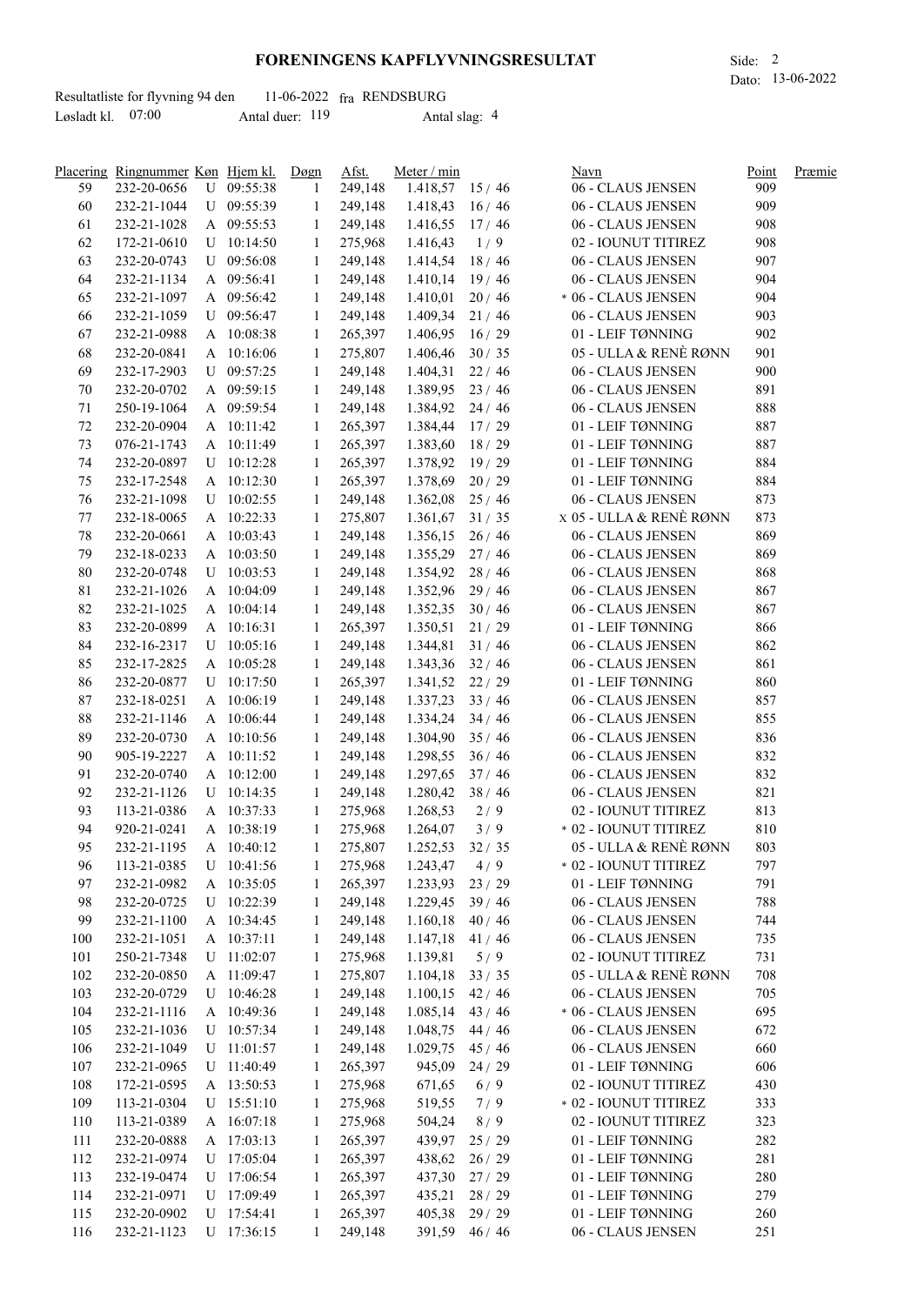# FORENINGENS KAPFLYVNINGSRESULTAT

Side: 2
Dato: 13-06-2022

Resultatliste for flyvning 94 den 11-06-2022 fra RENDSBURG
Løsladt kl. 07:00 Antal duer: 119 Antal slag: 4

| Placering | Ringnummer | Køn | Hjem kl. | Døgn | Afst. | Meter / min | | Navn | Point | Præmie |
|---|---|---|---|---|---|---|---|---|---|---|
| 59 | 232-20-0656 | U | 09:55:38 | 1 | 249,148 | 1.418,57 | 15 / 46 | 06 - CLAUS JENSEN | 909 | |
| 60 | 232-21-1044 | U | 09:55:39 | 1 | 249,148 | 1.418,43 | 16 / 46 | 06 - CLAUS JENSEN | 909 | |
| 61 | 232-21-1028 | A | 09:55:53 | 1 | 249,148 | 1.416,55 | 17 / 46 | 06 - CLAUS JENSEN | 908 | |
| 62 | 172-21-0610 | U | 10:14:50 | 1 | 275,968 | 1.416,43 | 1 / 9 | 02 - IOUNUT TITIREZ | 908 | |
| 63 | 232-20-0743 | U | 09:56:08 | 1 | 249,148 | 1.414,54 | 18 / 46 | 06 - CLAUS JENSEN | 907 | |
| 64 | 232-21-1134 | A | 09:56:41 | 1 | 249,148 | 1.410,14 | 19 / 46 | 06 - CLAUS JENSEN | 904 | |
| 65 | 232-21-1097 | A | 09:56:42 | 1 | 249,148 | 1.410,01 | 20 / 46 | * 06 - CLAUS JENSEN | 904 | |
| 66 | 232-21-1059 | U | 09:56:47 | 1 | 249,148 | 1.409,34 | 21 / 46 | 06 - CLAUS JENSEN | 903 | |
| 67 | 232-21-0988 | A | 10:08:38 | 1 | 265,397 | 1.406,95 | 16 / 29 | 01 - LEIF TØNNING | 902 | |
| 68 | 232-20-0841 | A | 10:16:06 | 1 | 275,807 | 1.406,46 | 30 / 35 | 05 - ULLA & RENÈ RØNN | 901 | |
| 69 | 232-17-2903 | U | 09:57:25 | 1 | 249,148 | 1.404,31 | 22 / 46 | 06 - CLAUS JENSEN | 900 | |
| 70 | 232-20-0702 | A | 09:59:15 | 1 | 249,148 | 1.389,95 | 23 / 46 | 06 - CLAUS JENSEN | 891 | |
| 71 | 250-19-1064 | A | 09:59:54 | 1 | 249,148 | 1.384,92 | 24 / 46 | 06 - CLAUS JENSEN | 888 | |
| 72 | 232-20-0904 | A | 10:11:42 | 1 | 265,397 | 1.384,44 | 17 / 29 | 01 - LEIF TØNNING | 887 | |
| 73 | 076-21-1743 | A | 10:11:49 | 1 | 265,397 | 1.383,60 | 18 / 29 | 01 - LEIF TØNNING | 887 | |
| 74 | 232-20-0897 | U | 10:12:28 | 1 | 265,397 | 1.378,92 | 19 / 29 | 01 - LEIF TØNNING | 884 | |
| 75 | 232-17-2548 | A | 10:12:30 | 1 | 265,397 | 1.378,69 | 20 / 29 | 01 - LEIF TØNNING | 884 | |
| 76 | 232-21-1098 | U | 10:02:55 | 1 | 249,148 | 1.362,08 | 25 / 46 | 06 - CLAUS JENSEN | 873 | |
| 77 | 232-18-0065 | A | 10:22:33 | 1 | 275,807 | 1.361,67 | 31 / 35 | X 05 - ULLA & RENÈ RØNN | 873 | |
| 78 | 232-20-0661 | A | 10:03:43 | 1 | 249,148 | 1.356,15 | 26 / 46 | 06 - CLAUS JENSEN | 869 | |
| 79 | 232-18-0233 | A | 10:03:50 | 1 | 249,148 | 1.355,29 | 27 / 46 | 06 - CLAUS JENSEN | 869 | |
| 80 | 232-20-0748 | U | 10:03:53 | 1 | 249,148 | 1.354,92 | 28 / 46 | 06 - CLAUS JENSEN | 868 | |
| 81 | 232-21-1026 | A | 10:04:09 | 1 | 249,148 | 1.352,96 | 29 / 46 | 06 - CLAUS JENSEN | 867 | |
| 82 | 232-21-1025 | A | 10:04:14 | 1 | 249,148 | 1.352,35 | 30 / 46 | 06 - CLAUS JENSEN | 867 | |
| 83 | 232-20-0899 | A | 10:16:31 | 1 | 265,397 | 1.350,51 | 21 / 29 | 01 - LEIF TØNNING | 866 | |
| 84 | 232-16-2317 | U | 10:05:16 | 1 | 249,148 | 1.344,81 | 31 / 46 | 06 - CLAUS JENSEN | 862 | |
| 85 | 232-17-2825 | A | 10:05:28 | 1 | 249,148 | 1.343,36 | 32 / 46 | 06 - CLAUS JENSEN | 861 | |
| 86 | 232-20-0877 | U | 10:17:50 | 1 | 265,397 | 1.341,52 | 22 / 29 | 01 - LEIF TØNNING | 860 | |
| 87 | 232-18-0251 | A | 10:06:19 | 1 | 249,148 | 1.337,23 | 33 / 46 | 06 - CLAUS JENSEN | 857 | |
| 88 | 232-21-1146 | A | 10:06:44 | 1 | 249,148 | 1.334,24 | 34 / 46 | 06 - CLAUS JENSEN | 855 | |
| 89 | 232-20-0730 | A | 10:10:56 | 1 | 249,148 | 1.304,90 | 35 / 46 | 06 - CLAUS JENSEN | 836 | |
| 90 | 905-19-2227 | A | 10:11:52 | 1 | 249,148 | 1.298,55 | 36 / 46 | 06 - CLAUS JENSEN | 832 | |
| 91 | 232-20-0740 | A | 10:12:00 | 1 | 249,148 | 1.297,65 | 37 / 46 | 06 - CLAUS JENSEN | 832 | |
| 92 | 232-21-1126 | U | 10:14:35 | 1 | 249,148 | 1.280,42 | 38 / 46 | 06 - CLAUS JENSEN | 821 | |
| 93 | 113-21-0386 | A | 10:37:33 | 1 | 275,968 | 1.268,53 | 2 / 9 | 02 - IOUNUT TITIREZ | 813 | |
| 94 | 920-21-0241 | A | 10:38:19 | 1 | 275,968 | 1.264,07 | 3 / 9 | * 02 - IOUNUT TITIREZ | 810 | |
| 95 | 232-21-1195 | A | 10:40:12 | 1 | 275,807 | 1.252,53 | 32 / 35 | 05 - ULLA & RENÈ RØNN | 803 | |
| 96 | 113-21-0385 | U | 10:41:56 | 1 | 275,968 | 1.243,47 | 4 / 9 | * 02 - IOUNUT TITIREZ | 797 | |
| 97 | 232-21-0982 | A | 10:35:05 | 1 | 265,397 | 1.233,93 | 23 / 29 | 01 - LEIF TØNNING | 791 | |
| 98 | 232-20-0725 | U | 10:22:39 | 1 | 249,148 | 1.229,45 | 39 / 46 | 06 - CLAUS JENSEN | 788 | |
| 99 | 232-21-1100 | A | 10:34:45 | 1 | 249,148 | 1.160,18 | 40 / 46 | 06 - CLAUS JENSEN | 744 | |
| 100 | 232-21-1051 | A | 10:37:11 | 1 | 249,148 | 1.147,18 | 41 / 46 | 06 - CLAUS JENSEN | 735 | |
| 101 | 250-21-7348 | U | 11:02:07 | 1 | 275,968 | 1.139,81 | 5 / 9 | 02 - IOUNUT TITIREZ | 731 | |
| 102 | 232-20-0850 | A | 11:09:47 | 1 | 275,807 | 1.104,18 | 33 / 35 | 05 - ULLA & RENÈ RØNN | 708 | |
| 103 | 232-20-0729 | U | 10:46:28 | 1 | 249,148 | 1.100,15 | 42 / 46 | 06 - CLAUS JENSEN | 705 | |
| 104 | 232-21-1116 | A | 10:49:36 | 1 | 249,148 | 1.085,14 | 43 / 46 | * 06 - CLAUS JENSEN | 695 | |
| 105 | 232-21-1036 | U | 10:57:34 | 1 | 249,148 | 1.048,75 | 44 / 46 | 06 - CLAUS JENSEN | 672 | |
| 106 | 232-21-1049 | U | 11:01:57 | 1 | 249,148 | 1.029,75 | 45 / 46 | 06 - CLAUS JENSEN | 660 | |
| 107 | 232-21-0965 | U | 11:40:49 | 1 | 265,397 | 945,09 | 24 / 29 | 01 - LEIF TØNNING | 606 | |
| 108 | 172-21-0595 | A | 13:50:53 | 1 | 275,968 | 671,65 | 6 / 9 | 02 - IOUNUT TITIREZ | 430 | |
| 109 | 113-21-0304 | U | 15:51:10 | 1 | 275,968 | 519,55 | 7 / 9 | * 02 - IOUNUT TITIREZ | 333 | |
| 110 | 113-21-0389 | A | 16:07:18 | 1 | 275,968 | 504,24 | 8 / 9 | 02 - IOUNUT TITIREZ | 323 | |
| 111 | 232-20-0888 | A | 17:03:13 | 1 | 265,397 | 439,97 | 25 / 29 | 01 - LEIF TØNNING | 282 | |
| 112 | 232-21-0974 | U | 17:05:04 | 1 | 265,397 | 438,62 | 26 / 29 | 01 - LEIF TØNNING | 281 | |
| 113 | 232-19-0474 | U | 17:06:54 | 1 | 265,397 | 437,30 | 27 / 29 | 01 - LEIF TØNNING | 280 | |
| 114 | 232-21-0971 | U | 17:09:49 | 1 | 265,397 | 435,21 | 28 / 29 | 01 - LEIF TØNNING | 279 | |
| 115 | 232-20-0902 | U | 17:54:41 | 1 | 265,397 | 405,38 | 29 / 29 | 01 - LEIF TØNNING | 260 | |
| 116 | 232-21-1123 | U | 17:36:15 | 1 | 249,148 | 391,59 | 46 / 46 | 06 - CLAUS JENSEN | 251 | |